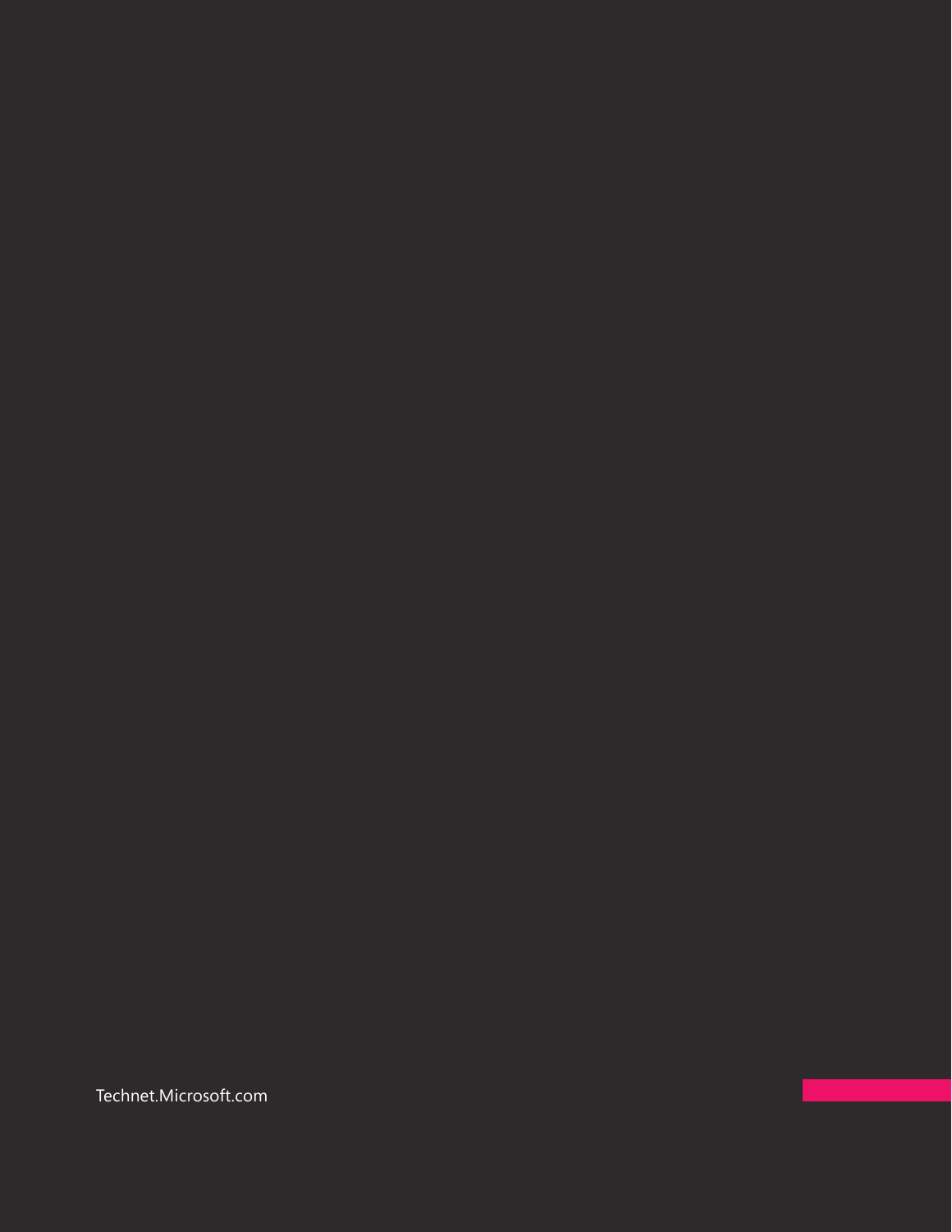Technet.Microsoft.com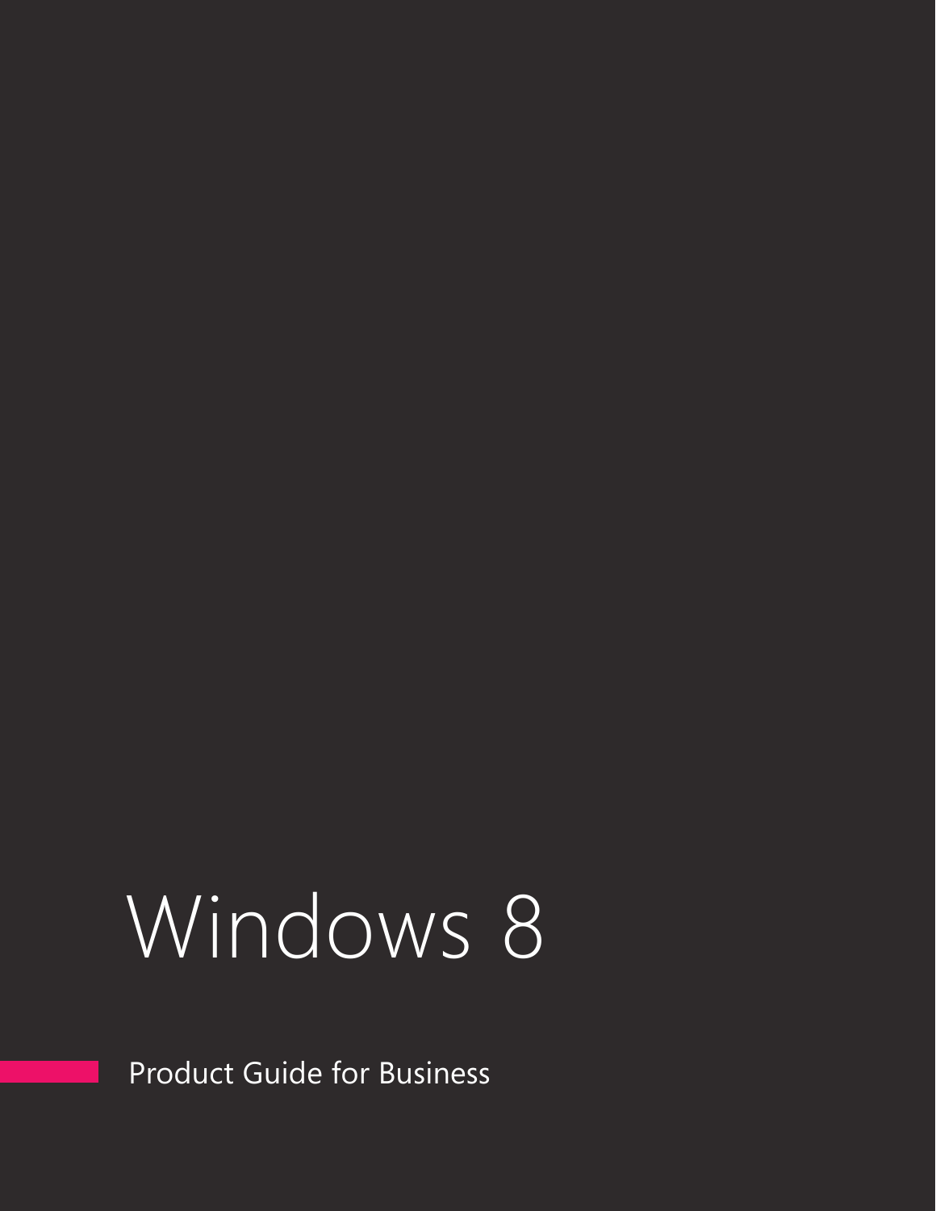# Windows 8

Product Guide for Business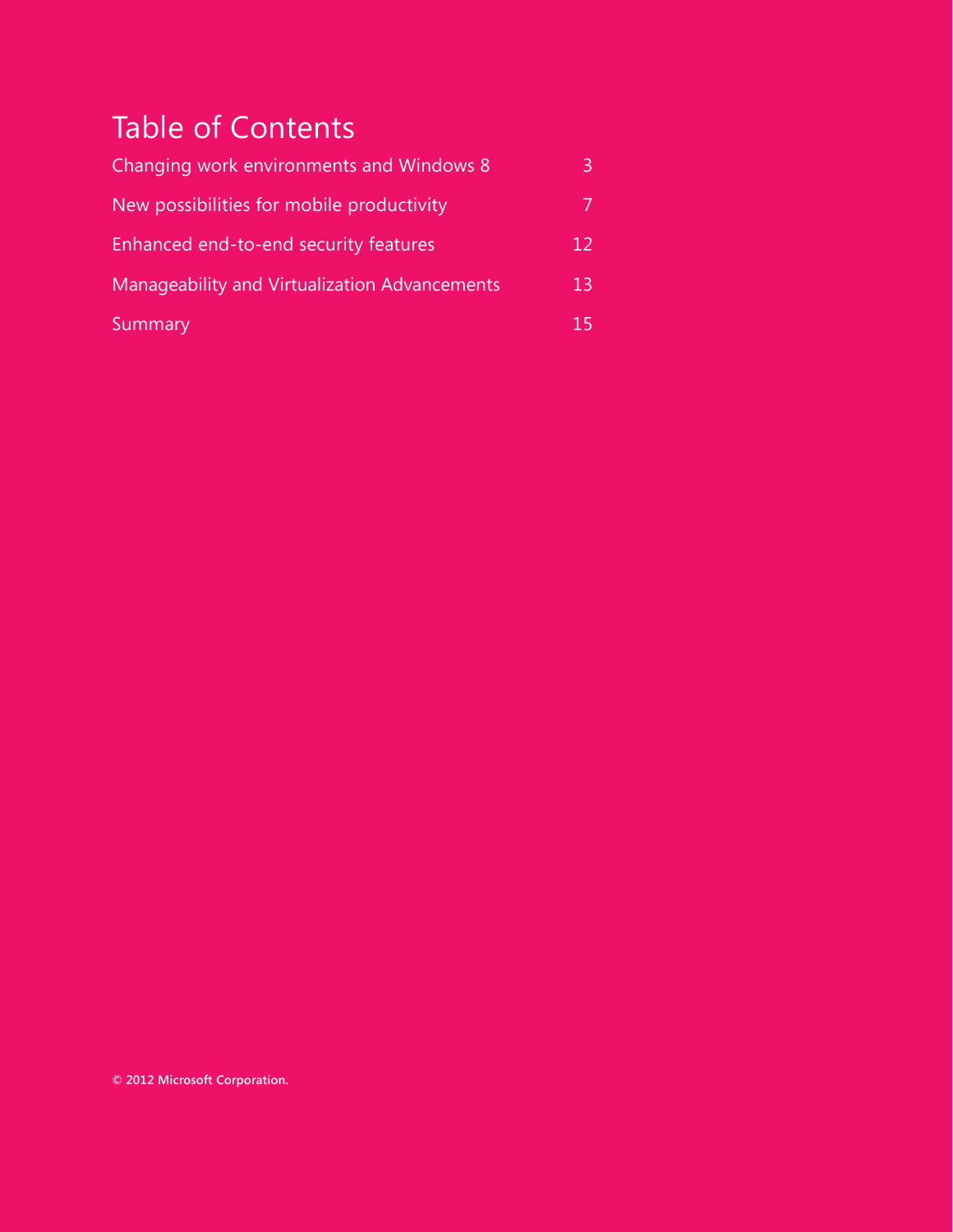# Table of Contents

| | |
|---|---|
| Changing work environments and Windows 8 | 3 |
| New possibilities for mobile productivity | 7 |
| Enhanced end-to-end security features | 12 |
| Manageability and Virtualization Advancements | 13 |
| Summary | 15 |

**© 2012 Microsoft Corporation.**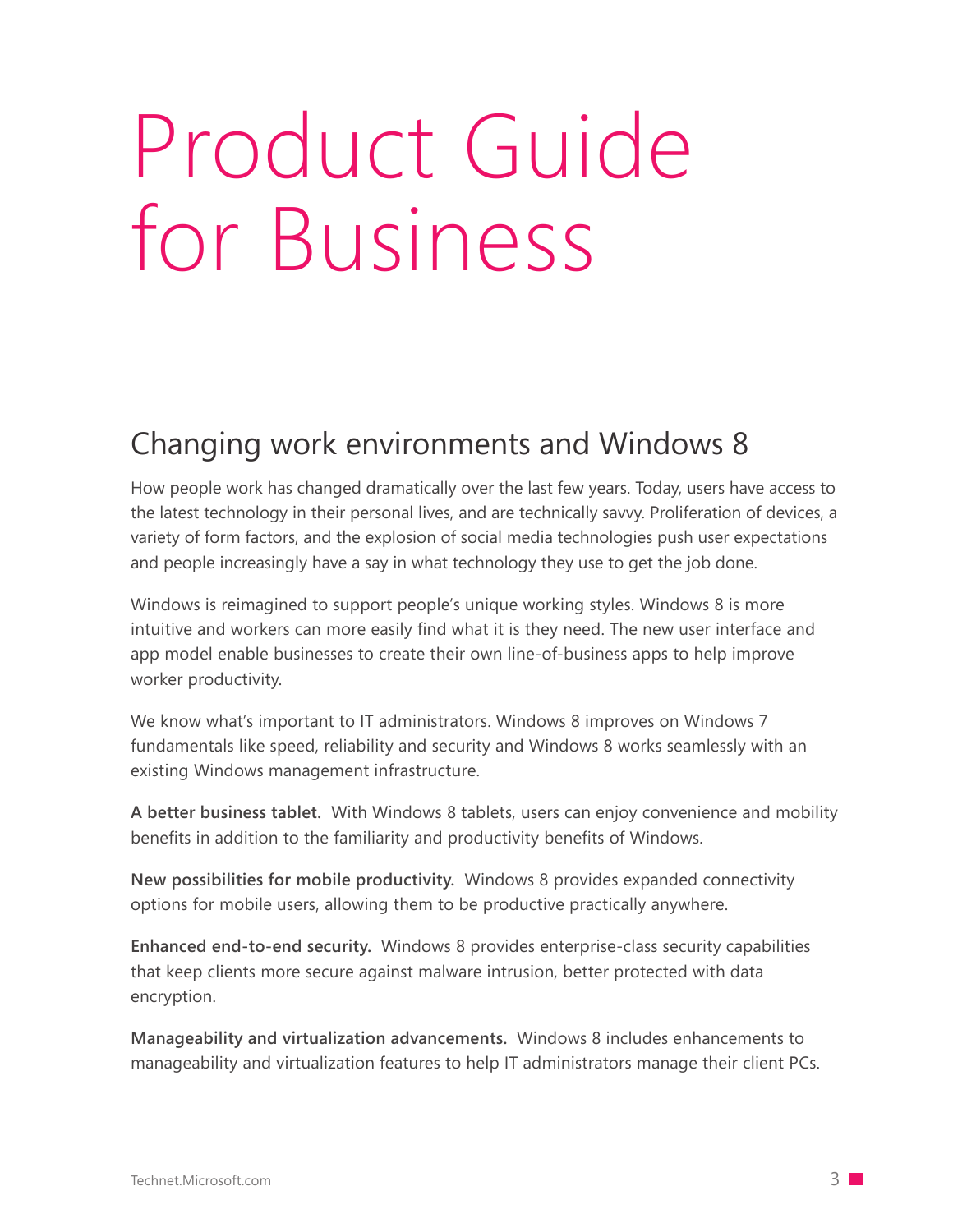# Product Guide for Business

## Changing work environments and Windows 8

How people work has changed dramatically over the last few years. Today, users have access to the latest technology in their personal lives, and are technically savvy. Proliferation of devices, a variety of form factors, and the explosion of social media technologies push user expectations and people increasingly have a say in what technology they use to get the job done.

Windows is reimagined to support people's unique working styles. Windows 8 is more intuitive and workers can more easily find what it is they need. The new user interface and app model enable businesses to create their own line-of-business apps to help improve worker productivity.

We know what's important to IT administrators. Windows 8 improves on Windows 7 fundamentals like speed, reliability and security and Windows 8 works seamlessly with an existing Windows management infrastructure.

**A better business tablet.** With Windows 8 tablets, users can enjoy convenience and mobility benefits in addition to the familiarity and productivity benefits of Windows.

**New possibilities for mobile productivity.** Windows 8 provides expanded connectivity options for mobile users, allowing them to be productive practically anywhere.

**Enhanced end-to-end security.** Windows 8 provides enterprise-class security capabilities that keep clients more secure against malware intrusion, better protected with data encryption.

**Manageability and virtualization advancements.** Windows 8 includes enhancements to manageability and virtualization features to help IT administrators manage their client PCs.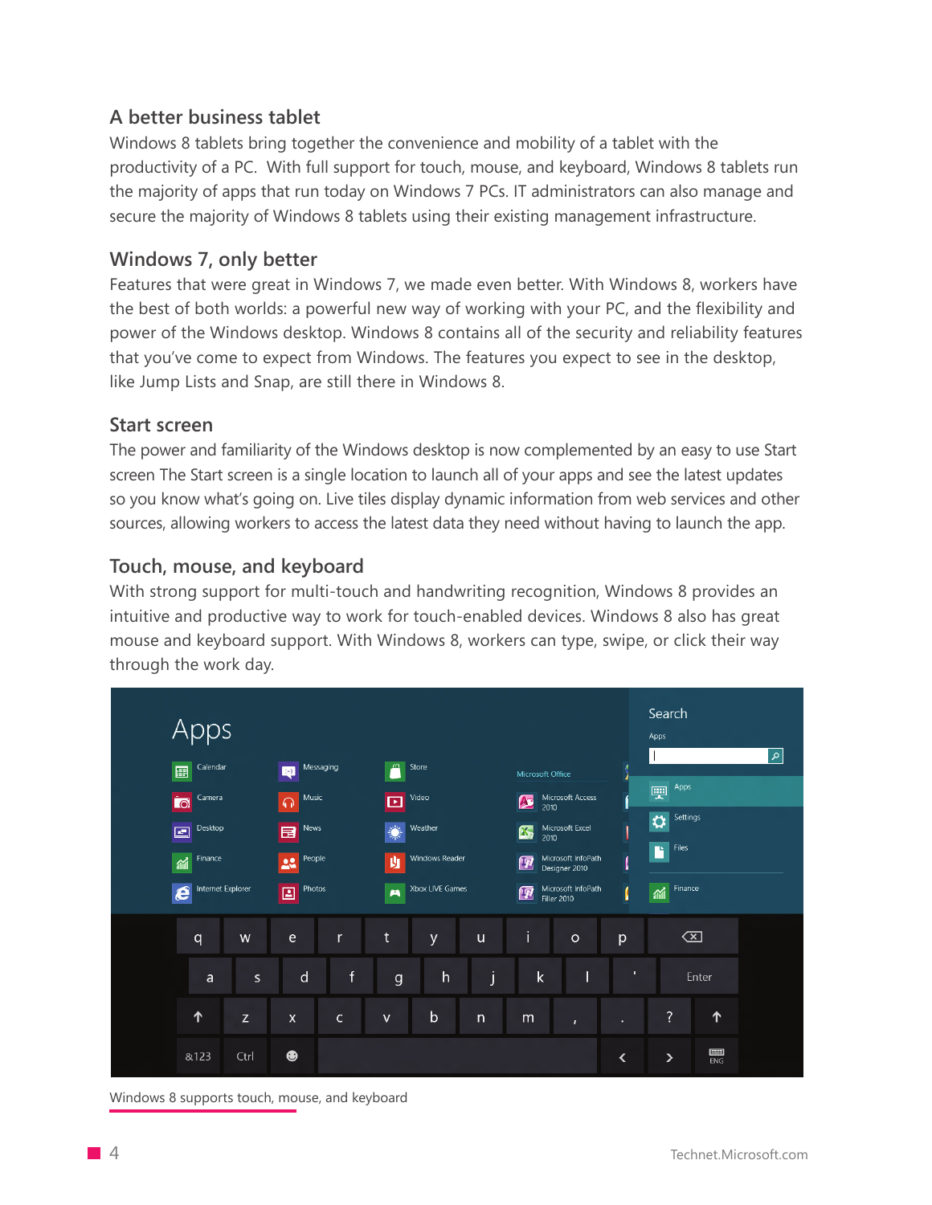## A better business tablet

Windows 8 tablets bring together the convenience and mobility of a tablet with the productivity of a PC. With full support for touch, mouse, and keyboard, Windows 8 tablets run the majority of apps that run today on Windows 7 PCs. IT administrators can also manage and secure the majority of Windows 8 tablets using their existing management infrastructure.

## Windows 7, only better

Features that were great in Windows 7, we made even better. With Windows 8, workers have the best of both worlds: a powerful new way of working with your PC, and the flexibility and power of the Windows desktop. Windows 8 contains all of the security and reliability features that you've come to expect from Windows. The features you expect to see in the desktop, like Jump Lists and Snap, are still there in Windows 8.

## Start screen

The power and familiarity of the Windows desktop is now complemented by an easy to use Start screen The Start screen is a single location to launch all of your apps and see the latest updates so you know what's going on. Live tiles display dynamic information from web services and other sources, allowing workers to access the latest data they need without having to launch the app.

## Touch, mouse, and keyboard

With strong support for multi-touch and handwriting recognition, Windows 8 provides an intuitive and productive way to work for touch-enabled devices. Windows 8 also has great mouse and keyboard support. With Windows 8, workers can type, swipe, or click their way through the work day.

Windows 8 supports touch, mouse, and keyboard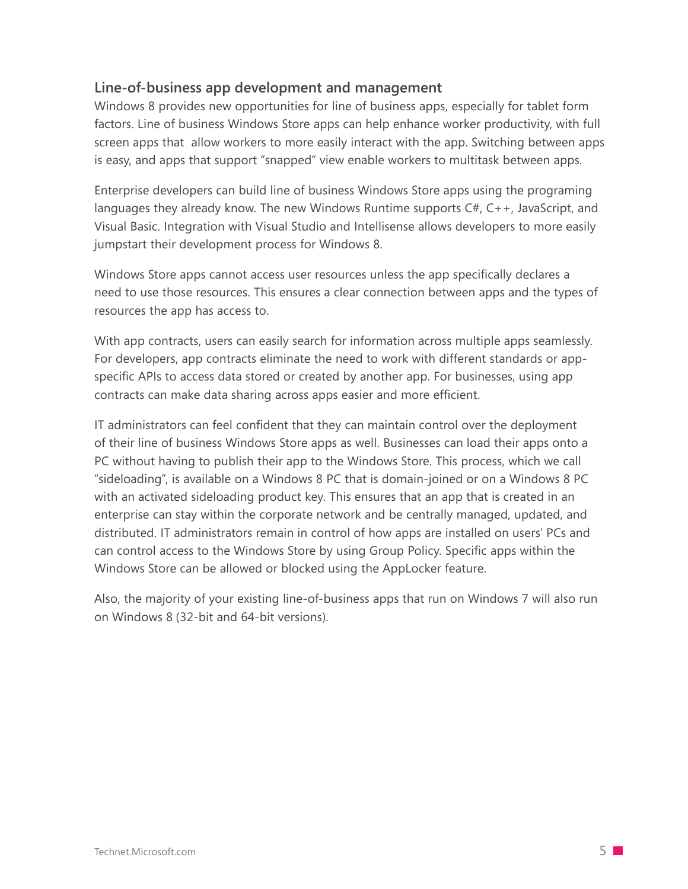## Line-of-business app development and management

Windows 8 provides new opportunities for line of business apps, especially for tablet form factors. Line of business Windows Store apps can help enhance worker productivity, with full screen apps that allow workers to more easily interact with the app. Switching between apps is easy, and apps that support "snapped" view enable workers to multitask between apps.

Enterprise developers can build line of business Windows Store apps using the programing languages they already know. The new Windows Runtime supports C#, C++, JavaScript, and Visual Basic. Integration with Visual Studio and Intellisense allows developers to more easily jumpstart their development process for Windows 8.

Windows Store apps cannot access user resources unless the app specifically declares a need to use those resources. This ensures a clear connection between apps and the types of resources the app has access to.

With app contracts, users can easily search for information across multiple apps seamlessly. For developers, app contracts eliminate the need to work with different standards or app-specific APIs to access data stored or created by another app. For businesses, using app contracts can make data sharing across apps easier and more efficient.

IT administrators can feel confident that they can maintain control over the deployment of their line of business Windows Store apps as well. Businesses can load their apps onto a PC without having to publish their app to the Windows Store. This process, which we call "sideloading", is available on a Windows 8 PC that is domain-joined or on a Windows 8 PC with an activated sideloading product key. This ensures that an app that is created in an enterprise can stay within the corporate network and be centrally managed, updated, and distributed. IT administrators remain in control of how apps are installed on users' PCs and can control access to the Windows Store by using Group Policy. Specific apps within the Windows Store can be allowed or blocked using the AppLocker feature.

Also, the majority of your existing line-of-business apps that run on Windows 7 will also run on Windows 8 (32-bit and 64-bit versions).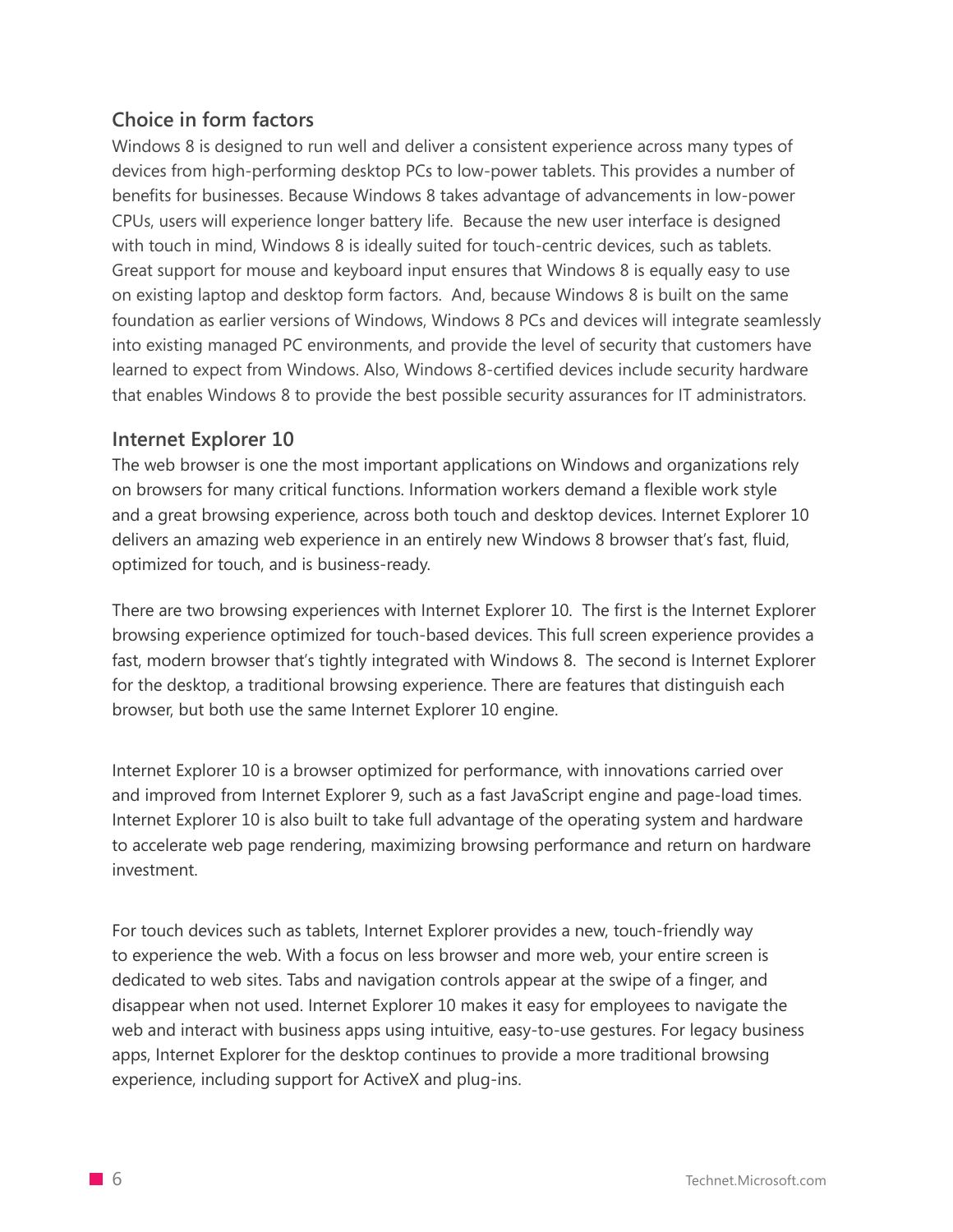## Choice in form factors

Windows 8 is designed to run well and deliver a consistent experience across many types of devices from high-performing desktop PCs to low-power tablets. This provides a number of benefits for businesses. Because Windows 8 takes advantage of advancements in low-power CPUs, users will experience longer battery life. Because the new user interface is designed with touch in mind, Windows 8 is ideally suited for touch-centric devices, such as tablets. Great support for mouse and keyboard input ensures that Windows 8 is equally easy to use on existing laptop and desktop form factors. And, because Windows 8 is built on the same foundation as earlier versions of Windows, Windows 8 PCs and devices will integrate seamlessly into existing managed PC environments, and provide the level of security that customers have learned to expect from Windows. Also, Windows 8-certified devices include security hardware that enables Windows 8 to provide the best possible security assurances for IT administrators.

## Internet Explorer 10

The web browser is one the most important applications on Windows and organizations rely on browsers for many critical functions. Information workers demand a flexible work style and a great browsing experience, across both touch and desktop devices. Internet Explorer 10 delivers an amazing web experience in an entirely new Windows 8 browser that's fast, fluid, optimized for touch, and is business-ready.

There are two browsing experiences with Internet Explorer 10. The first is the Internet Explorer browsing experience optimized for touch-based devices. This full screen experience provides a fast, modern browser that's tightly integrated with Windows 8. The second is Internet Explorer for the desktop, a traditional browsing experience. There are features that distinguish each browser, but both use the same Internet Explorer 10 engine.

Internet Explorer 10 is a browser optimized for performance, with innovations carried over and improved from Internet Explorer 9, such as a fast JavaScript engine and page-load times. Internet Explorer 10 is also built to take full advantage of the operating system and hardware to accelerate web page rendering, maximizing browsing performance and return on hardware investment.

For touch devices such as tablets, Internet Explorer provides a new, touch-friendly way to experience the web. With a focus on less browser and more web, your entire screen is dedicated to web sites. Tabs and navigation controls appear at the swipe of a finger, and disappear when not used. Internet Explorer 10 makes it easy for employees to navigate the web and interact with business apps using intuitive, easy-to-use gestures. For legacy business apps, Internet Explorer for the desktop continues to provide a more traditional browsing experience, including support for ActiveX and plug-ins.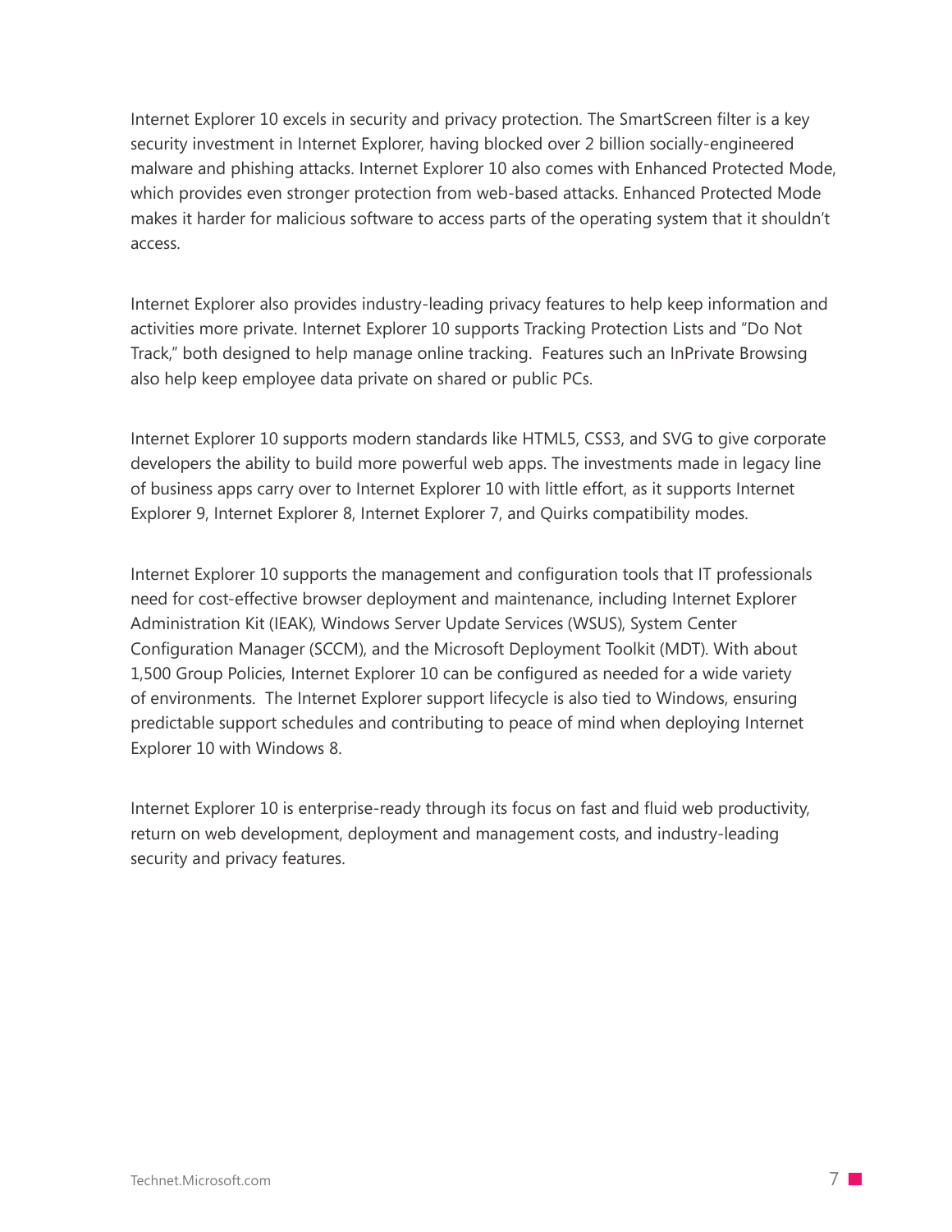Internet Explorer 10 excels in security and privacy protection. The SmartScreen filter is a key security investment in Internet Explorer, having blocked over 2 billion socially-engineered malware and phishing attacks. Internet Explorer 10 also comes with Enhanced Protected Mode, which provides even stronger protection from web-based attacks. Enhanced Protected Mode makes it harder for malicious software to access parts of the operating system that it shouldn't access.

Internet Explorer also provides industry-leading privacy features to help keep information and activities more private. Internet Explorer 10 supports Tracking Protection Lists and "Do Not Track," both designed to help manage online tracking. Features such an InPrivate Browsing also help keep employee data private on shared or public PCs.

Internet Explorer 10 supports modern standards like HTML5, CSS3, and SVG to give corporate developers the ability to build more powerful web apps. The investments made in legacy line of business apps carry over to Internet Explorer 10 with little effort, as it supports Internet Explorer 9, Internet Explorer 8, Internet Explorer 7, and Quirks compatibility modes.

Internet Explorer 10 supports the management and configuration tools that IT professionals need for cost-effective browser deployment and maintenance, including Internet Explorer Administration Kit (IEAK), Windows Server Update Services (WSUS), System Center Configuration Manager (SCCM), and the Microsoft Deployment Toolkit (MDT). With about 1,500 Group Policies, Internet Explorer 10 can be configured as needed for a wide variety of environments. The Internet Explorer support lifecycle is also tied to Windows, ensuring predictable support schedules and contributing to peace of mind when deploying Internet Explorer 10 with Windows 8.

Internet Explorer 10 is enterprise-ready through its focus on fast and fluid web productivity, return on web development, deployment and management costs, and industry-leading security and privacy features.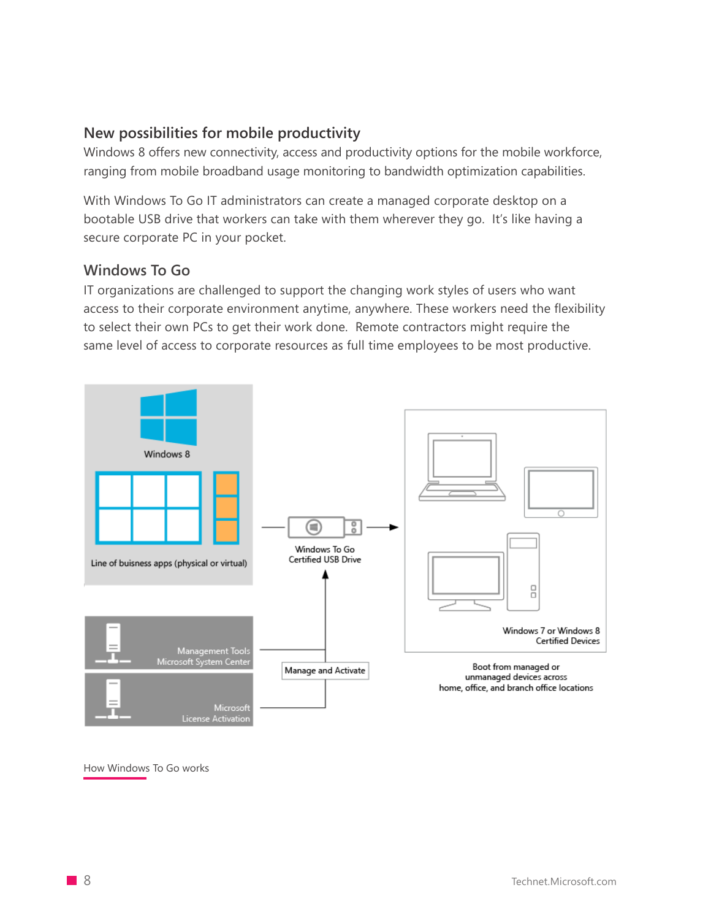## New possibilities for mobile productivity

Windows 8 offers new connectivity, access and productivity options for the mobile workforce, ranging from mobile broadband usage monitoring to bandwidth optimization capabilities.

With Windows To Go IT administrators can create a managed corporate desktop on a bootable USB drive that workers can take with them wherever they go. It's like having a secure corporate PC in your pocket.

## Windows To Go

IT organizations are challenged to support the changing work styles of users who want access to their corporate environment anytime, anywhere. These workers need the flexibility to select their own PCs to get their work done. Remote contractors might require the same level of access to corporate resources as full time employees to be most productive.

Windows 8

Line of buisness apps (physical or virtual)

Windows To Go Certified USB Drive

Windows 7 or Windows 8 Certified Devices

Management Tools Microsoft System Center

Microsoft License Activation

Manage and Activate

Boot from managed or unmanaged devices across home, office, and branch office locations

How Windows To Go works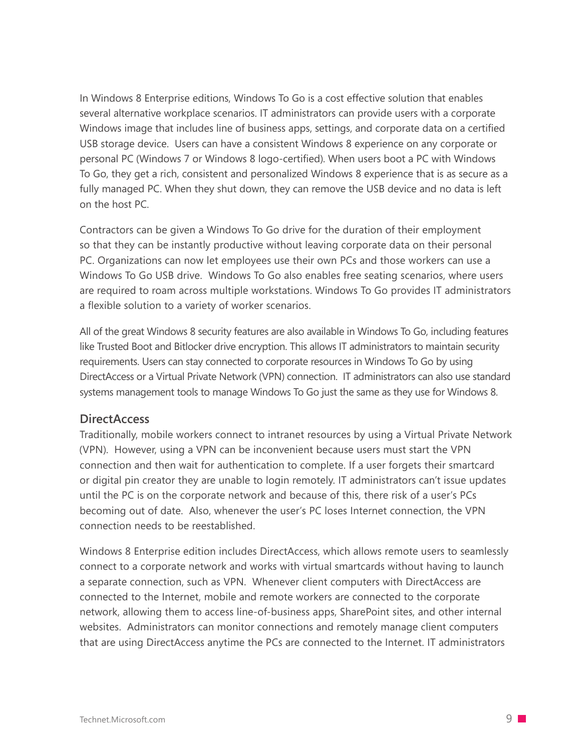In Windows 8 Enterprise editions, Windows To Go is a cost effective solution that enables several alternative workplace scenarios. IT administrators can provide users with a corporate Windows image that includes line of business apps, settings, and corporate data on a certified USB storage device. Users can have a consistent Windows 8 experience on any corporate or personal PC (Windows 7 or Windows 8 logo-certified). When users boot a PC with Windows To Go, they get a rich, consistent and personalized Windows 8 experience that is as secure as a fully managed PC. When they shut down, they can remove the USB device and no data is left on the host PC.

Contractors can be given a Windows To Go drive for the duration of their employment so that they can be instantly productive without leaving corporate data on their personal PC. Organizations can now let employees use their own PCs and those workers can use a Windows To Go USB drive. Windows To Go also enables free seating scenarios, where users are required to roam across multiple workstations. Windows To Go provides IT administrators a flexible solution to a variety of worker scenarios.

All of the great Windows 8 security features are also available in Windows To Go, including features like Trusted Boot and Bitlocker drive encryption. This allows IT administrators to maintain security requirements. Users can stay connected to corporate resources in Windows To Go by using DirectAccess or a Virtual Private Network (VPN) connection. IT administrators can also use standard systems management tools to manage Windows To Go just the same as they use for Windows 8.

### DirectAccess

Traditionally, mobile workers connect to intranet resources by using a Virtual Private Network (VPN). However, using a VPN can be inconvenient because users must start the VPN connection and then wait for authentication to complete. If a user forgets their smartcard or digital pin creator they are unable to login remotely. IT administrators can't issue updates until the PC is on the corporate network and because of this, there risk of a user's PCs becoming out of date. Also, whenever the user's PC loses Internet connection, the VPN connection needs to be reestablished.

Windows 8 Enterprise edition includes DirectAccess, which allows remote users to seamlessly connect to a corporate network and works with virtual smartcards without having to launch a separate connection, such as VPN. Whenever client computers with DirectAccess are connected to the Internet, mobile and remote workers are connected to the corporate network, allowing them to access line-of-business apps, SharePoint sites, and other internal websites. Administrators can monitor connections and remotely manage client computers that are using DirectAccess anytime the PCs are connected to the Internet. IT administrators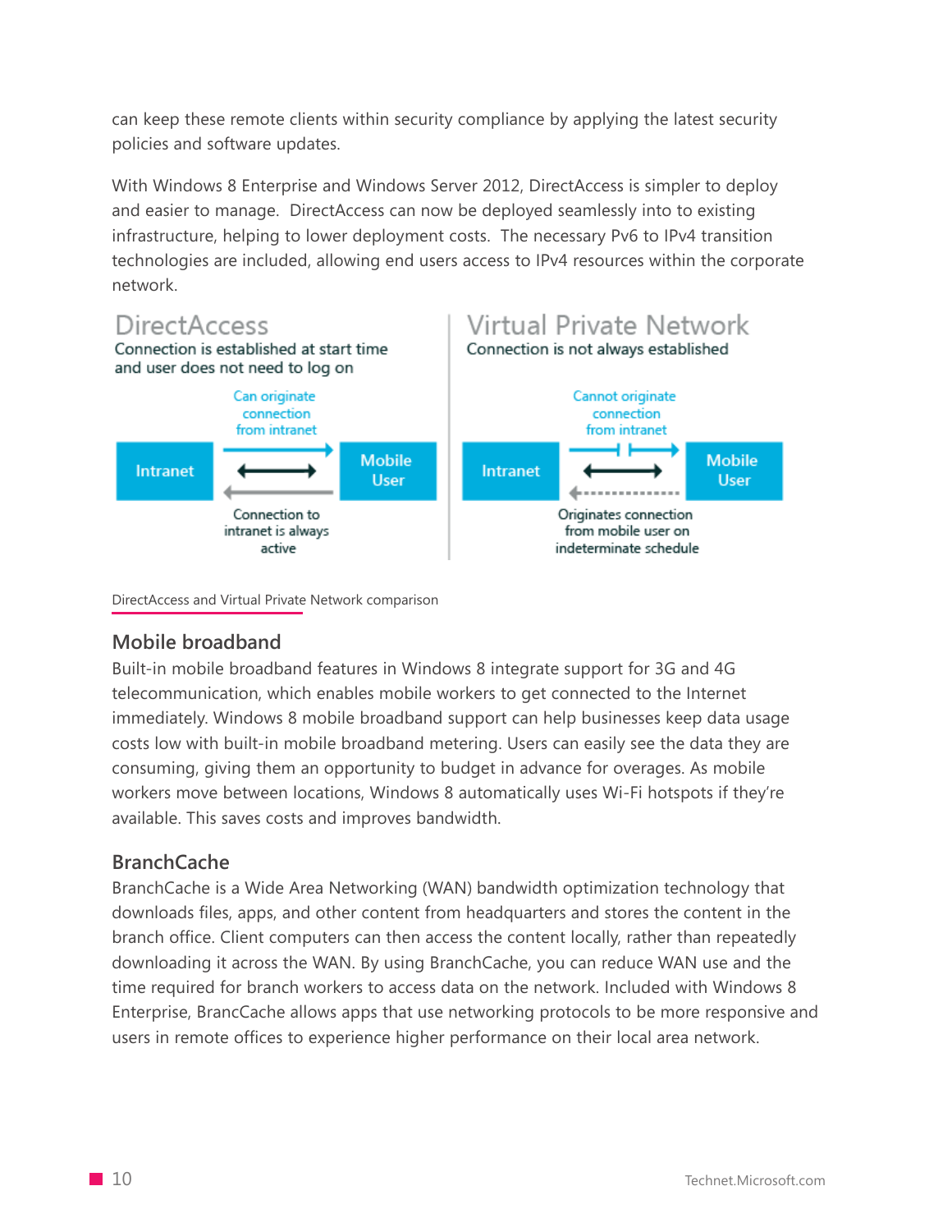can keep these remote clients within security compliance by applying the latest security policies and software updates.

With Windows 8 Enterprise and Windows Server 2012, DirectAccess is simpler to deploy and easier to manage.  DirectAccess can now be deployed seamlessly into to existing infrastructure, helping to lower deployment costs.  The necessary Pv6 to IPv4 transition technologies are included, allowing end users access to IPv4 resources within the corporate network.

DirectAccess

Connection is established at start time and user does not need to log on

Can originate connection from intranet

Intranet

Mobile User

Connection to intranet is always active

Virtual Private Network

Connection is not always established

Cannot originate connection from intranet

Intranet

Mobile User

Originates connection from mobile user on indeterminate schedule

DirectAccess and Virtual Private Network comparison

### Mobile broadband

Built-in mobile broadband features in Windows 8 integrate support for 3G and 4G telecommunication, which enables mobile workers to get connected to the Internet immediately. Windows 8 mobile broadband support can help businesses keep data usage costs low with built-in mobile broadband metering. Users can easily see the data they are consuming, giving them an opportunity to budget in advance for overages. As mobile workers move between locations, Windows 8 automatically uses Wi-Fi hotspots if they're available. This saves costs and improves bandwidth.

### BranchCache

BranchCache is a Wide Area Networking (WAN) bandwidth optimization technology that downloads files, apps, and other content from headquarters and stores the content in the branch office. Client computers can then access the content locally, rather than repeatedly downloading it across the WAN. By using BranchCache, you can reduce WAN use and the time required for branch workers to access data on the network. Included with Windows 8 Enterprise, BrancCache allows apps that use networking protocols to be more responsive and users in remote offices to experience higher performance on their local area network.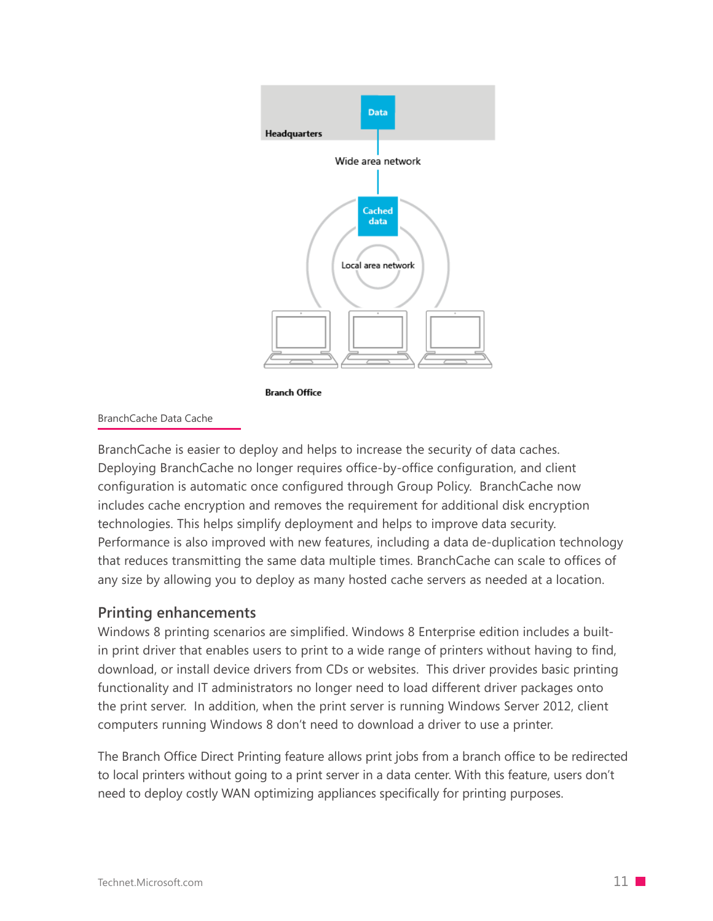Headquarters

Data

Wide area network

Cached data

Local area network

Branch Office

BranchCache Data Cache

BranchCache is easier to deploy and helps to increase the security of data caches. Deploying BranchCache no longer requires office-by-office configuration, and client configuration is automatic once configured through Group Policy. BranchCache now includes cache encryption and removes the requirement for additional disk encryption technologies. This helps simplify deployment and helps to improve data security. Performance is also improved with new features, including a data de-duplication technology that reduces transmitting the same data multiple times. BranchCache can scale to offices of any size by allowing you to deploy as many hosted cache servers as needed at a location.

## Printing enhancements

Windows 8 printing scenarios are simplified. Windows 8 Enterprise edition includes a built-in print driver that enables users to print to a wide range of printers without having to find, download, or install device drivers from CDs or websites. This driver provides basic printing functionality and IT administrators no longer need to load different driver packages onto the print server. In addition, when the print server is running Windows Server 2012, client computers running Windows 8 don't need to download a driver to use a printer.

The Branch Office Direct Printing feature allows print jobs from a branch office to be redirected to local printers without going to a print server in a data center. With this feature, users don't need to deploy costly WAN optimizing appliances specifically for printing purposes.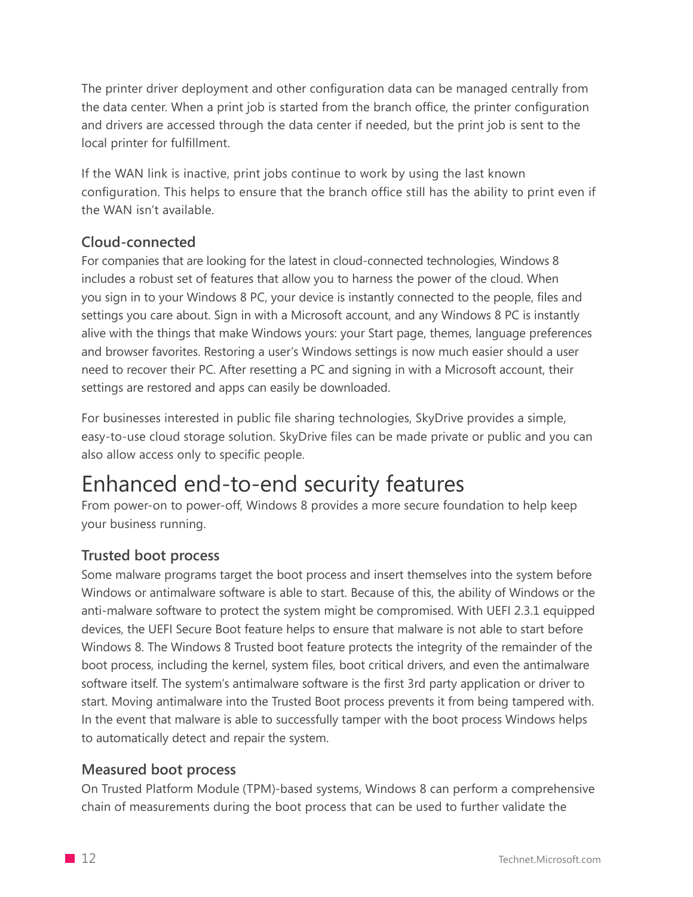The printer driver deployment and other configuration data can be managed centrally from the data center. When a print job is started from the branch office, the printer configuration and drivers are accessed through the data center if needed, but the print job is sent to the local printer for fulfillment.

If the WAN link is inactive, print jobs continue to work by using the last known configuration. This helps to ensure that the branch office still has the ability to print even if the WAN isn't available.

### Cloud-connected

For companies that are looking for the latest in cloud-connected technologies, Windows 8 includes a robust set of features that allow you to harness the power of the cloud. When you sign in to your Windows 8 PC, your device is instantly connected to the people, files and settings you care about. Sign in with a Microsoft account, and any Windows 8 PC is instantly alive with the things that make Windows yours: your Start page, themes, language preferences and browser favorites. Restoring a user's Windows settings is now much easier should a user need to recover their PC. After resetting a PC and signing in with a Microsoft account, their settings are restored and apps can easily be downloaded.

For businesses interested in public file sharing technologies, SkyDrive provides a simple, easy-to-use cloud storage solution. SkyDrive files can be made private or public and you can also allow access only to specific people.

## Enhanced end-to-end security features

From power-on to power-off, Windows 8 provides a more secure foundation to help keep your business running.

### Trusted boot process

Some malware programs target the boot process and insert themselves into the system before Windows or antimalware software is able to start. Because of this, the ability of Windows or the anti-malware software to protect the system might be compromised. With UEFI 2.3.1 equipped devices, the UEFI Secure Boot feature helps to ensure that malware is not able to start before Windows 8. The Windows 8 Trusted boot feature protects the integrity of the remainder of the boot process, including the kernel, system files, boot critical drivers, and even the antimalware software itself. The system's antimalware software is the first 3rd party application or driver to start. Moving antimalware into the Trusted Boot process prevents it from being tampered with. In the event that malware is able to successfully tamper with the boot process Windows helps to automatically detect and repair the system.

### Measured boot process

On Trusted Platform Module (TPM)-based systems, Windows 8 can perform a comprehensive chain of measurements during the boot process that can be used to further validate the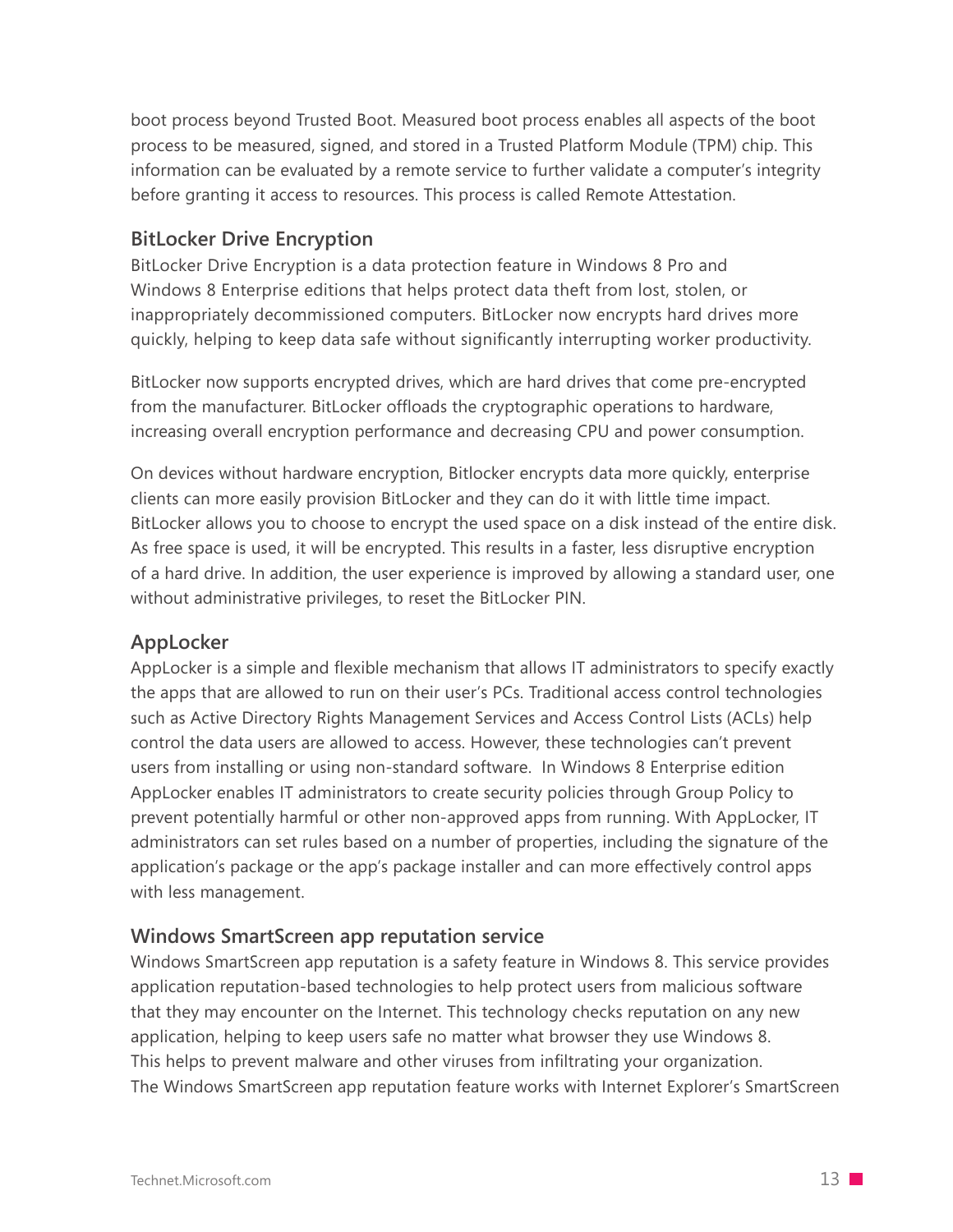boot process beyond Trusted Boot. Measured boot process enables all aspects of the boot process to be measured, signed, and stored in a Trusted Platform Module (TPM) chip. This information can be evaluated by a remote service to further validate a computer's integrity before granting it access to resources. This process is called Remote Attestation.

### BitLocker Drive Encryption

BitLocker Drive Encryption is a data protection feature in Windows 8 Pro and Windows 8 Enterprise editions that helps protect data theft from lost, stolen, or inappropriately decommissioned computers. BitLocker now encrypts hard drives more quickly, helping to keep data safe without significantly interrupting worker productivity.

BitLocker now supports encrypted drives, which are hard drives that come pre-encrypted from the manufacturer. BitLocker offloads the cryptographic operations to hardware, increasing overall encryption performance and decreasing CPU and power consumption.

On devices without hardware encryption, Bitlocker encrypts data more quickly, enterprise clients can more easily provision BitLocker and they can do it with little time impact. BitLocker allows you to choose to encrypt the used space on a disk instead of the entire disk. As free space is used, it will be encrypted. This results in a faster, less disruptive encryption of a hard drive. In addition, the user experience is improved by allowing a standard user, one without administrative privileges, to reset the BitLocker PIN.

### AppLocker

AppLocker is a simple and flexible mechanism that allows IT administrators to specify exactly the apps that are allowed to run on their user's PCs. Traditional access control technologies such as Active Directory Rights Management Services and Access Control Lists (ACLs) help control the data users are allowed to access. However, these technologies can't prevent users from installing or using non-standard software. In Windows 8 Enterprise edition AppLocker enables IT administrators to create security policies through Group Policy to prevent potentially harmful or other non-approved apps from running. With AppLocker, IT administrators can set rules based on a number of properties, including the signature of the application's package or the app's package installer and can more effectively control apps with less management.

### Windows SmartScreen app reputation service

Windows SmartScreen app reputation is a safety feature in Windows 8. This service provides application reputation-based technologies to help protect users from malicious software that they may encounter on the Internet. This technology checks reputation on any new application, helping to keep users safe no matter what browser they use Windows 8. This helps to prevent malware and other viruses from infiltrating your organization. The Windows SmartScreen app reputation feature works with Internet Explorer's SmartScreen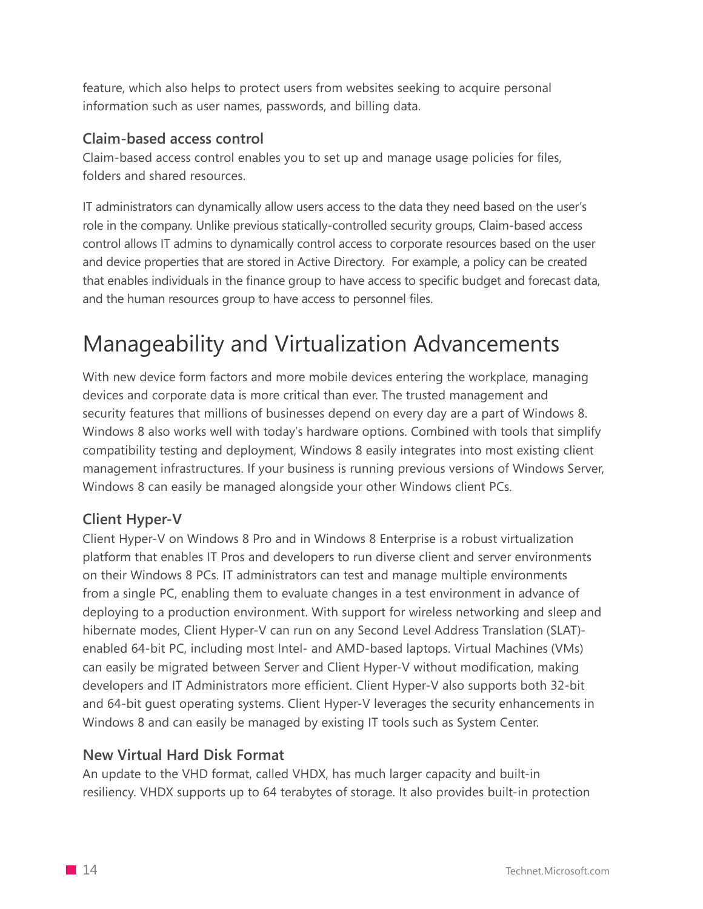feature, which also helps to protect users from websites seeking to acquire personal information such as user names, passwords, and billing data.

### Claim-based access control

Claim-based access control enables you to set up and manage usage policies for files, folders and shared resources.

IT administrators can dynamically allow users access to the data they need based on the user's role in the company. Unlike previous statically-controlled security groups, Claim-based access control allows IT admins to dynamically control access to corporate resources based on the user and device properties that are stored in Active Directory. For example, a policy can be created that enables individuals in the finance group to have access to specific budget and forecast data, and the human resources group to have access to personnel files.

## Manageability and Virtualization Advancements

With new device form factors and more mobile devices entering the workplace, managing devices and corporate data is more critical than ever. The trusted management and security features that millions of businesses depend on every day are a part of Windows 8. Windows 8 also works well with today's hardware options. Combined with tools that simplify compatibility testing and deployment, Windows 8 easily integrates into most existing client management infrastructures. If your business is running previous versions of Windows Server, Windows 8 can easily be managed alongside your other Windows client PCs.

### Client Hyper-V

Client Hyper-V on Windows 8 Pro and in Windows 8 Enterprise is a robust virtualization platform that enables IT Pros and developers to run diverse client and server environments on their Windows 8 PCs. IT administrators can test and manage multiple environments from a single PC, enabling them to evaluate changes in a test environment in advance of deploying to a production environment. With support for wireless networking and sleep and hibernate modes, Client Hyper-V can run on any Second Level Address Translation (SLAT)-enabled 64-bit PC, including most Intel- and AMD-based laptops. Virtual Machines (VMs) can easily be migrated between Server and Client Hyper-V without modification, making developers and IT Administrators more efficient. Client Hyper-V also supports both 32-bit and 64-bit guest operating systems. Client Hyper-V leverages the security enhancements in Windows 8 and can easily be managed by existing IT tools such as System Center.

### New Virtual Hard Disk Format

An update to the VHD format, called VHDX, has much larger capacity and built-in resiliency. VHDX supports up to 64 terabytes of storage. It also provides built-in protection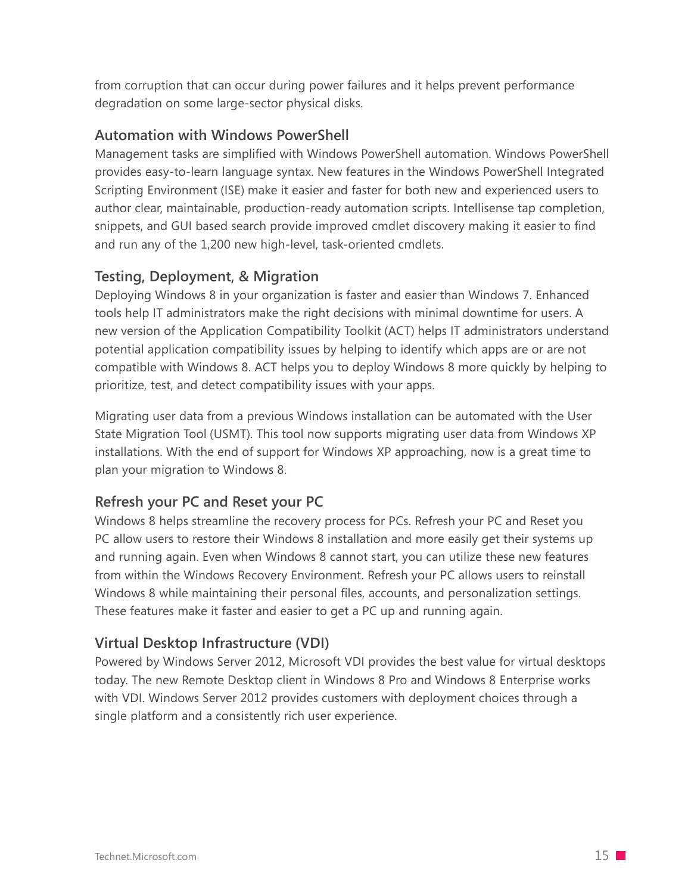from corruption that can occur during power failures and it helps prevent performance degradation on some large-sector physical disks.

### Automation with Windows PowerShell

Management tasks are simplified with Windows PowerShell automation. Windows PowerShell provides easy-to-learn language syntax. New features in the Windows PowerShell Integrated Scripting Environment (ISE) make it easier and faster for both new and experienced users to author clear, maintainable, production-ready automation scripts. Intellisense tap completion, snippets, and GUI based search provide improved cmdlet discovery making it easier to find and run any of the 1,200 new high-level, task-oriented cmdlets.

### Testing, Deployment, & Migration

Deploying Windows 8 in your organization is faster and easier than Windows 7. Enhanced tools help IT administrators make the right decisions with minimal downtime for users. A new version of the Application Compatibility Toolkit (ACT) helps IT administrators understand potential application compatibility issues by helping to identify which apps are or are not compatible with Windows 8. ACT helps you to deploy Windows 8 more quickly by helping to prioritize, test, and detect compatibility issues with your apps.

Migrating user data from a previous Windows installation can be automated with the User State Migration Tool (USMT). This tool now supports migrating user data from Windows XP installations. With the end of support for Windows XP approaching, now is a great time to plan your migration to Windows 8.

### Refresh your PC and Reset your PC

Windows 8 helps streamline the recovery process for PCs. Refresh your PC and Reset you PC allow users to restore their Windows 8 installation and more easily get their systems up and running again. Even when Windows 8 cannot start, you can utilize these new features from within the Windows Recovery Environment. Refresh your PC allows users to reinstall Windows 8 while maintaining their personal files, accounts, and personalization settings. These features make it faster and easier to get a PC up and running again.

### Virtual Desktop Infrastructure (VDI)

Powered by Windows Server 2012, Microsoft VDI provides the best value for virtual desktops today. The new Remote Desktop client in Windows 8 Pro and Windows 8 Enterprise works with VDI. Windows Server 2012 provides customers with deployment choices through a single platform and a consistently rich user experience.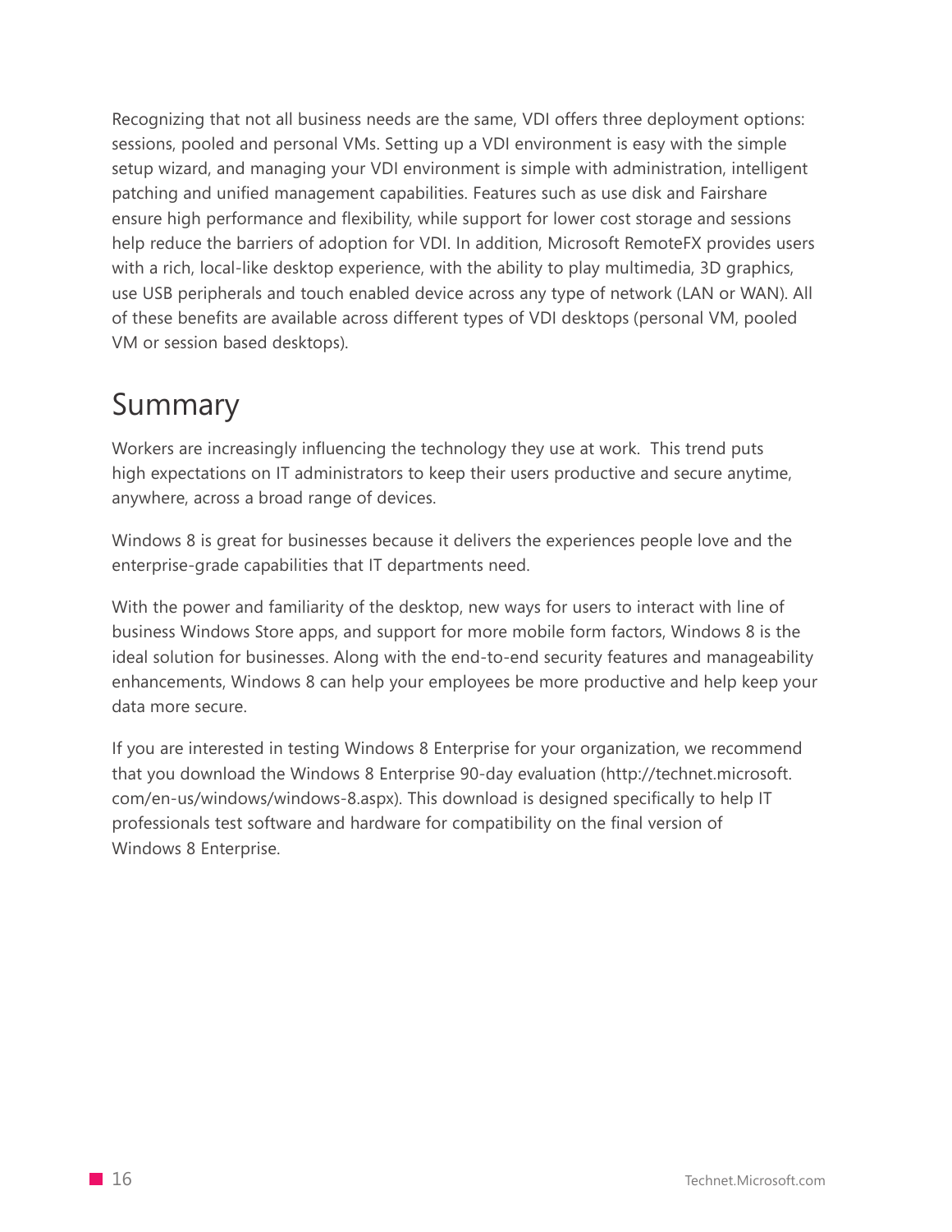Recognizing that not all business needs are the same, VDI offers three deployment options: sessions, pooled and personal VMs. Setting up a VDI environment is easy with the simple setup wizard, and managing your VDI environment is simple with administration, intelligent patching and unified management capabilities. Features such as use disk and Fairshare ensure high performance and flexibility, while support for lower cost storage and sessions help reduce the barriers of adoption for VDI. In addition, Microsoft RemoteFX provides users with a rich, local-like desktop experience, with the ability to play multimedia, 3D graphics, use USB peripherals and touch enabled device across any type of network (LAN or WAN). All of these benefits are available across different types of VDI desktops (personal VM, pooled VM or session based desktops).

## Summary

Workers are increasingly influencing the technology they use at work. This trend puts high expectations on IT administrators to keep their users productive and secure anytime, anywhere, across a broad range of devices.

Windows 8 is great for businesses because it delivers the experiences people love and the enterprise-grade capabilities that IT departments need.

With the power and familiarity of the desktop, new ways for users to interact with line of business Windows Store apps, and support for more mobile form factors, Windows 8 is the ideal solution for businesses. Along with the end-to-end security features and manageability enhancements, Windows 8 can help your employees be more productive and help keep your data more secure.

If you are interested in testing Windows 8 Enterprise for your organization, we recommend that you download the Windows 8 Enterprise 90-day evaluation (http://technet.microsoft.com/en-us/windows/windows-8.aspx). This download is designed specifically to help IT professionals test software and hardware for compatibility on the final version of Windows 8 Enterprise.